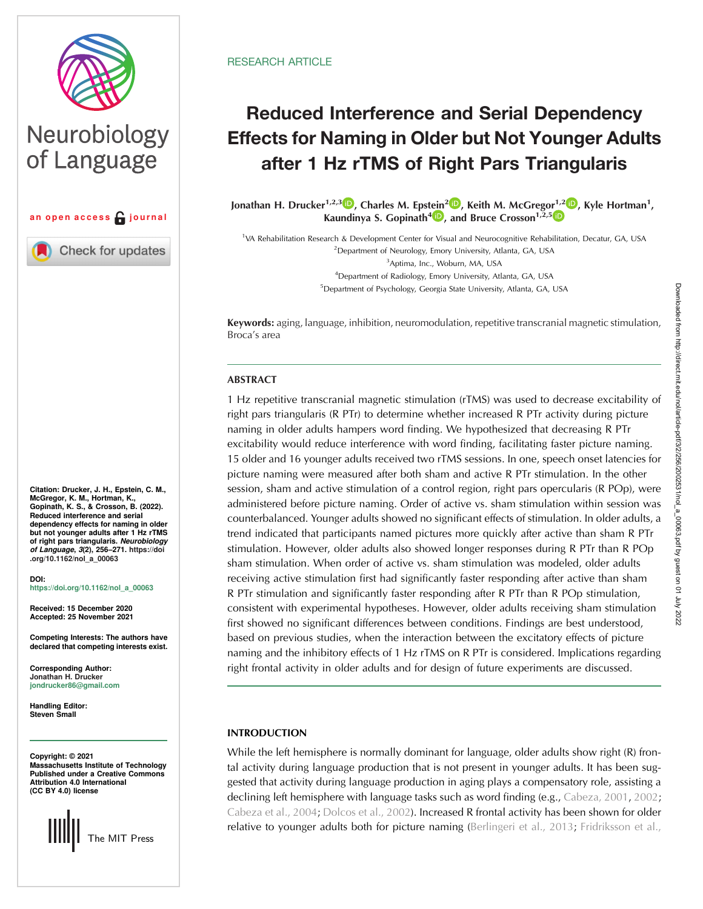RESEARCH ARTICLE

# Reduced Interference and Serial Dependency Effects for Naming in Older but Not Younger Adults after 1 Hz rTMS of Right Pars Triangularis

Jonathan H. Drucker[1,2,3], Charles M. Epstein[2], Keith M. McGregor[1,2], Kyle Hortman[1], Kaundinya S. Gopinath[4], and Bruce Crosson[1,2,5]

[1]VA Rehabilitation Research & Development Center for Visual and Neurocognitive Rehabilitation, Decatur, GA, USA
[2]Department of Neurology, Emory University, Atlanta, GA, USA
[3]Aptima, Inc., Woburn, MA, USA
[4]Department of Radiology, Emory University, Atlanta, GA, USA
[5]Department of Psychology, Georgia State University, Atlanta, GA, USA

**Keywords:** aging, language, inhibition, neuromodulation, repetitive transcranial magnetic stimulation, Broca's area

Neurobiology of Language

an open access journal

**Citation:** Drucker, J. H., Epstein, C. M., McGregor, K. M., Hortman, K., Gopinath, K. S., & Crosson, B. (2022). Reduced interference and serial dependency effects for naming in older but not younger adults after 1 Hz rTMS of right pars triangularis. *Neurobiology of Language, 3*(2), 256–271. https://doi.org/10.1162/nol_a_00063

**DOI:** https://doi.org/10.1162/nol_a_00063

**Received:** 15 December 2020
**Accepted:** 25 November 2021

**Competing Interests:** The authors have declared that competing interests exist.

**Corresponding Author:** Jonathan H. Drucker jondrucker86@gmail.com

**Handling Editor:** Steven Small

**Copyright:** © 2021 Massachusetts Institute of Technology. Published under a Creative Commons Attribution 4.0 International (CC BY 4.0) license

The MIT Press

## ABSTRACT

1 Hz repetitive transcranial magnetic stimulation (rTMS) was used to decrease excitability of right pars triangularis (R PTr) to determine whether increased R PTr activity during picture naming in older adults hampers word finding. We hypothesized that decreasing R PTr excitability would reduce interference with word finding, facilitating faster picture naming. 15 older and 16 younger adults received two rTMS sessions. In one, speech onset latencies for picture naming were measured after both sham and active R PTr stimulation. In the other session, sham and active stimulation of a control region, right pars opercularis (R POp), were administered before picture naming. Order of active vs. sham stimulation within session was counterbalanced. Younger adults showed no significant effects of stimulation. In older adults, a trend indicated that participants named pictures more quickly after active than sham R PTr stimulation. However, older adults also showed longer responses during R PTr than R POp sham stimulation. When order of active vs. sham stimulation was modeled, older adults receiving active stimulation first had significantly faster responding after active than sham R PTr stimulation and significantly faster responding after R PTr than R POp stimulation, consistent with experimental hypotheses. However, older adults receiving sham stimulation first showed no significant differences between conditions. Findings are best understood, based on previous studies, when the interaction between the excitatory effects of picture naming and the inhibitory effects of 1 Hz rTMS on R PTr is considered. Implications regarding right frontal activity in older adults and for design of future experiments are discussed.

## INTRODUCTION

While the left hemisphere is normally dominant for language, older adults show right (R) frontal activity during language production that is not present in younger adults. It has been suggested that activity during language production in aging plays a compensatory role, assisting a declining left hemisphere with language tasks such as word finding (e.g., Cabeza, 2001, 2002; Cabeza et al., 2004; Dolcos et al., 2002). Increased R frontal activity has been shown for older relative to younger adults both for picture naming (Berlingeri et al., 2013; Fridriksson et al.,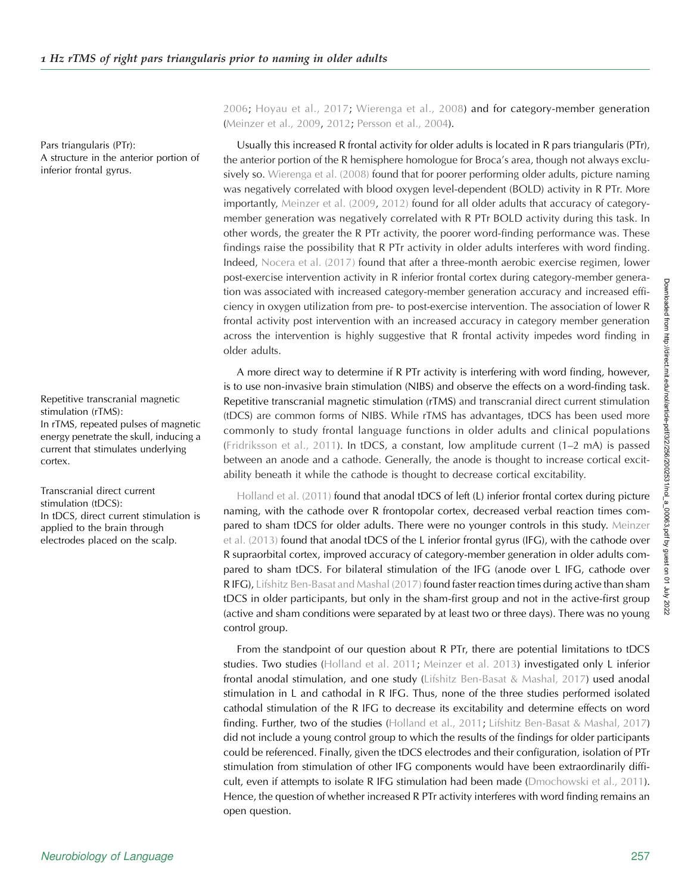2006; Hoyau et al., 2017; Wierenga et al., 2008) and for category-member generation (Meinzer et al., 2009, 2012; Persson et al., 2004).

Pars triangularis (PTr):
A structure in the anterior portion of inferior frontal gyrus.

Usually this increased R frontal activity for older adults is located in R pars triangularis (PTr), the anterior portion of the R hemisphere homologue for Broca's area, though not always exclusively so. Wierenga et al. (2008) found that for poorer performing older adults, picture naming was negatively correlated with blood oxygen level-dependent (BOLD) activity in R PTr. More importantly, Meinzer et al. (2009, 2012) found for all older adults that accuracy of category-member generation was negatively correlated with R PTr BOLD activity during this task. In other words, the greater the R PTr activity, the poorer word-finding performance was. These findings raise the possibility that R PTr activity in older adults interferes with word finding. Indeed, Nocera et al. (2017) found that after a three-month aerobic exercise regimen, lower post-exercise intervention activity in R inferior frontal cortex during category-member generation was associated with increased category-member generation accuracy and increased efficiency in oxygen utilization from pre- to post-exercise intervention. The association of lower R frontal activity post intervention with an increased accuracy in category member generation across the intervention is highly suggestive that R frontal activity impedes word finding in older adults.

Repetitive transcranial magnetic stimulation (rTMS):
In rTMS, repeated pulses of magnetic energy penetrate the skull, inducing a current that stimulates underlying cortex.

Transcranial direct current stimulation (tDCS):
In tDCS, direct current stimulation is applied to the brain through electrodes placed on the scalp.

A more direct way to determine if R PTr activity is interfering with word finding, however, is to use non-invasive brain stimulation (NIBS) and observe the effects on a word-finding task. Repetitive transcranial magnetic stimulation (rTMS) and transcranial direct current stimulation (tDCS) are common forms of NIBS. While rTMS has advantages, tDCS has been used more commonly to study frontal language functions in older adults and clinical populations (Fridriksson et al., 2011). In tDCS, a constant, low amplitude current (1–2 mA) is passed between an anode and a cathode. Generally, the anode is thought to increase cortical excitability beneath it while the cathode is thought to decrease cortical excitability.

Holland et al. (2011) found that anodal tDCS of left (L) inferior frontal cortex during picture naming, with the cathode over R frontopolar cortex, decreased verbal reaction times compared to sham tDCS for older adults. There were no younger controls in this study. Meinzer et al. (2013) found that anodal tDCS of the L inferior frontal gyrus (IFG), with the cathode over R supraorbital cortex, improved accuracy of category-member generation in older adults compared to sham tDCS. For bilateral stimulation of the IFG (anode over L IFG, cathode over R IFG), Lifshitz Ben-Basat and Mashal (2017) found faster reaction times during active than sham tDCS in older participants, but only in the sham-first group and not in the active-first group (active and sham conditions were separated by at least two or three days). There was no young control group.

From the standpoint of our question about R PTr, there are potential limitations to tDCS studies. Two studies (Holland et al. 2011; Meinzer et al. 2013) investigated only L inferior frontal anodal stimulation, and one study (Lifshitz Ben-Basat & Mashal, 2017) used anodal stimulation in L and cathodal in R IFG. Thus, none of the three studies performed isolated cathodal stimulation of the R IFG to decrease its excitability and determine effects on word finding. Further, two of the studies (Holland et al., 2011; Lifshitz Ben-Basat & Mashal, 2017) did not include a young control group to which the results of the findings for older participants could be referenced. Finally, given the tDCS electrodes and their configuration, isolation of PTr stimulation from stimulation of other IFG components would have been extraordinarily difficult, even if attempts to isolate R IFG stimulation had been made (Dmochowski et al., 2011). Hence, the question of whether increased R PTr activity interferes with word finding remains an open question.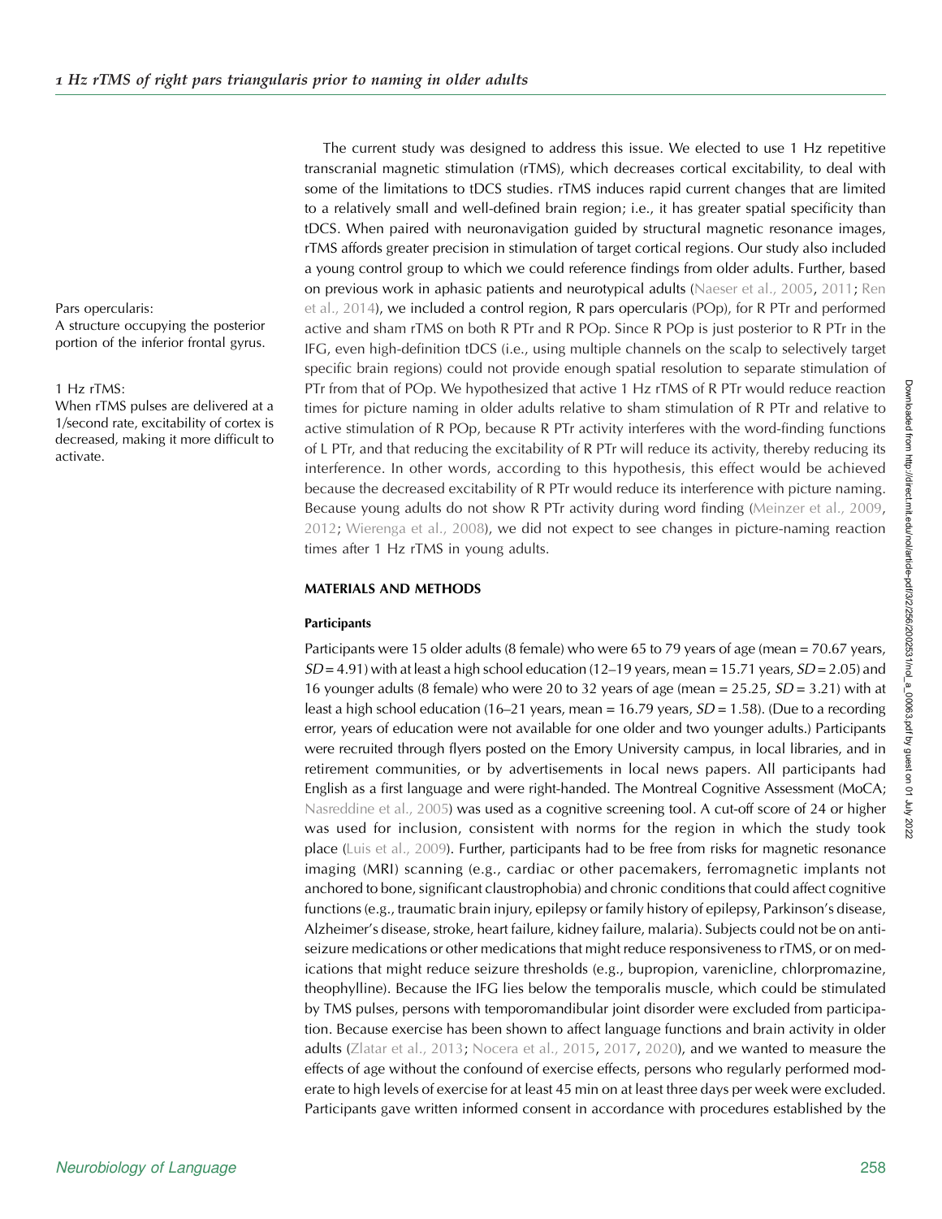The current study was designed to address this issue. We elected to use 1 Hz repetitive transcranial magnetic stimulation (rTMS), which decreases cortical excitability, to deal with some of the limitations to tDCS studies. rTMS induces rapid current changes that are limited to a relatively small and well-defined brain region; i.e., it has greater spatial specificity than tDCS. When paired with neuronavigation guided by structural magnetic resonance images, rTMS affords greater precision in stimulation of target cortical regions. Our study also included a young control group to which we could reference findings from older adults. Further, based on previous work in aphasic patients and neurotypical adults (Naeser et al., 2005, 2011; Ren et al., 2014), we included a control region, R pars opercularis (POp), for R PTr and performed active and sham rTMS on both R PTr and R POp. Since R POp is just posterior to R PTr in the IFG, even high-definition tDCS (i.e., using multiple channels on the scalp to selectively target specific brain regions) could not provide enough spatial resolution to separate stimulation of PTr from that of POp. We hypothesized that active 1 Hz rTMS of R PTr would reduce reaction times for picture naming in older adults relative to sham stimulation of R PTr and relative to active stimulation of R POp, because R PTr activity interferes with the word-finding functions of L PTr, and that reducing the excitability of R PTr will reduce its activity, thereby reducing its interference. In other words, according to this hypothesis, this effect would be achieved because the decreased excitability of R PTr would reduce its interference with picture naming. Because young adults do not show R PTr activity during word finding (Meinzer et al., 2009, 2012; Wierenga et al., 2008), we did not expect to see changes in picture-naming reaction times after 1 Hz rTMS in young adults.

Pars opercularis:
A structure occupying the posterior portion of the inferior frontal gyrus.

1 Hz rTMS:
When rTMS pulses are delivered at a 1/second rate, excitability of cortex is decreased, making it more difficult to activate.

## MATERIALS AND METHODS

### Participants

Participants were 15 older adults (8 female) who were 65 to 79 years of age (mean = 70.67 years, *SD* = 4.91) with at least a high school education (12–19 years, mean = 15.71 years, *SD* = 2.05) and 16 younger adults (8 female) who were 20 to 32 years of age (mean = 25.25, *SD* = 3.21) with at least a high school education (16–21 years, mean = 16.79 years, *SD* = 1.58). (Due to a recording error, years of education were not available for one older and two younger adults.) Participants were recruited through flyers posted on the Emory University campus, in local libraries, and in retirement communities, or by advertisements in local news papers. All participants had English as a first language and were right-handed. The Montreal Cognitive Assessment (MoCA; Nasreddine et al., 2005) was used as a cognitive screening tool. A cut-off score of 24 or higher was used for inclusion, consistent with norms for the region in which the study took place (Luis et al., 2009). Further, participants had to be free from risks for magnetic resonance imaging (MRI) scanning (e.g., cardiac or other pacemakers, ferromagnetic implants not anchored to bone, significant claustrophobia) and chronic conditions that could affect cognitive functions (e.g., traumatic brain injury, epilepsy or family history of epilepsy, Parkinson's disease, Alzheimer's disease, stroke, heart failure, kidney failure, malaria). Subjects could not be on anti-seizure medications or other medications that might reduce responsiveness to rTMS, or on medications that might reduce seizure thresholds (e.g., bupropion, varenicline, chlorpromazine, theophylline). Because the IFG lies below the temporalis muscle, which could be stimulated by TMS pulses, persons with temporomandibular joint disorder were excluded from participation. Because exercise has been shown to affect language functions and brain activity in older adults (Zlatar et al., 2013; Nocera et al., 2015, 2017, 2020), and we wanted to measure the effects of age without the confound of exercise effects, persons who regularly performed moderate to high levels of exercise for at least 45 min on at least three days per week were excluded. Participants gave written informed consent in accordance with procedures established by the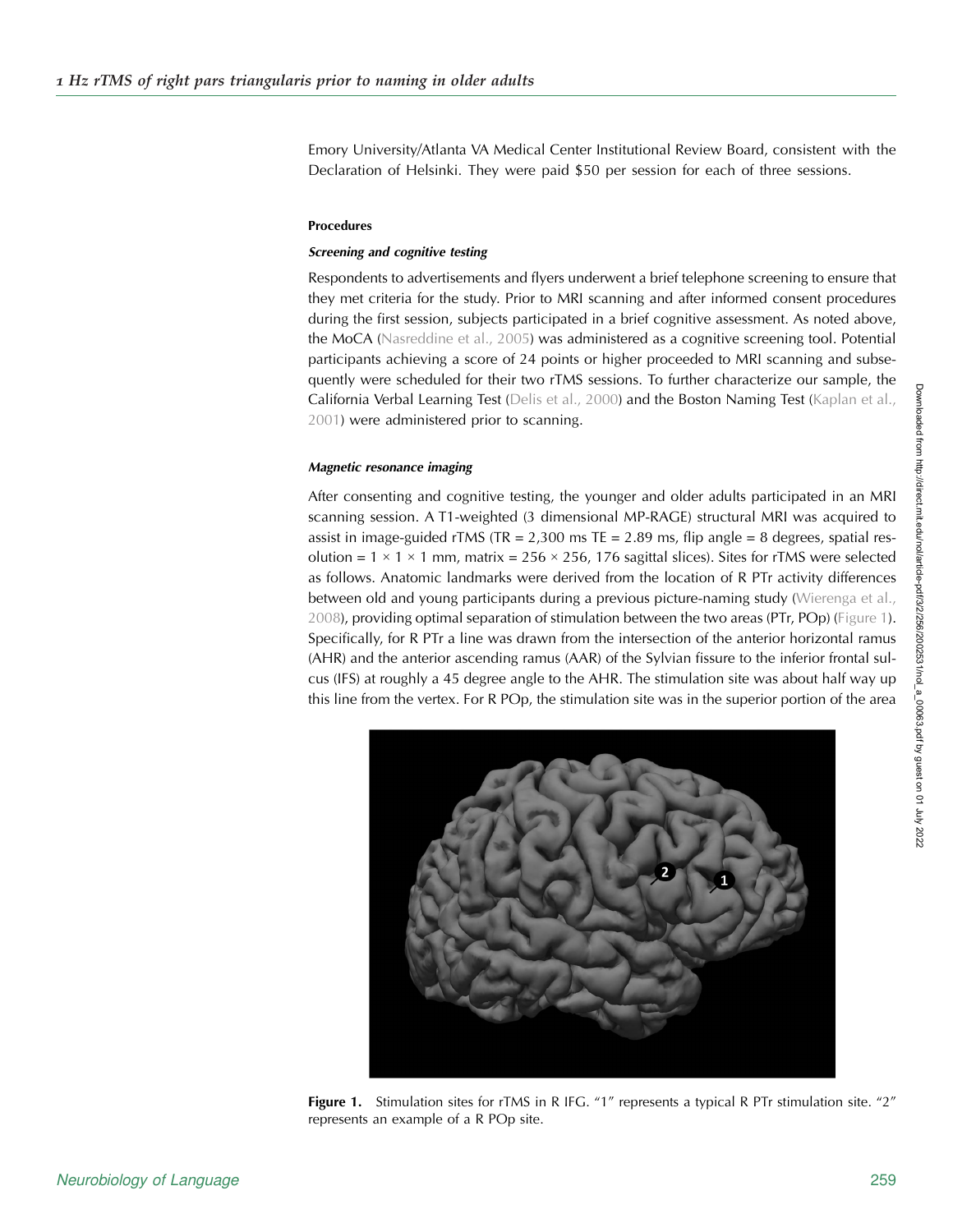Emory University/Atlanta VA Medical Center Institutional Review Board, consistent with the Declaration of Helsinki. They were paid $50 per session for each of three sessions.

#### Procedures

##### *Screening and cognitive testing*

Respondents to advertisements and flyers underwent a brief telephone screening to ensure that they met criteria for the study. Prior to MRI scanning and after informed consent procedures during the first session, subjects participated in a brief cognitive assessment. As noted above, the MoCA (Nasreddine et al., 2005) was administered as a cognitive screening tool. Potential participants achieving a score of 24 points or higher proceeded to MRI scanning and subsequently were scheduled for their two rTMS sessions. To further characterize our sample, the California Verbal Learning Test (Delis et al., 2000) and the Boston Naming Test (Kaplan et al., 2001) were administered prior to scanning.

##### *Magnetic resonance imaging*

After consenting and cognitive testing, the younger and older adults participated in an MRI scanning session. A T1-weighted (3 dimensional MP-RAGE) structural MRI was acquired to assist in image-guided rTMS (TR = 2,300 ms TE = 2.89 ms, flip angle = 8 degrees, spatial resolution = 1 × 1 × 1 mm, matrix = 256 × 256, 176 sagittal slices). Sites for rTMS were selected as follows. Anatomic landmarks were derived from the location of R PTr activity differences between old and young participants during a previous picture-naming study (Wierenga et al., 2008), providing optimal separation of stimulation between the two areas (PTr, POp) (Figure 1). Specifically, for R PTr a line was drawn from the intersection of the anterior horizontal ramus (AHR) and the anterior ascending ramus (AAR) of the Sylvian fissure to the inferior frontal sulcus (IFS) at roughly a 45 degree angle to the AHR. The stimulation site was about half way up this line from the vertex. For R POp, the stimulation site was in the superior portion of the area

**Figure 1.** Stimulation sites for rTMS in R IFG. "1" represents a typical R PTr stimulation site. "2" represents an example of a R POp site.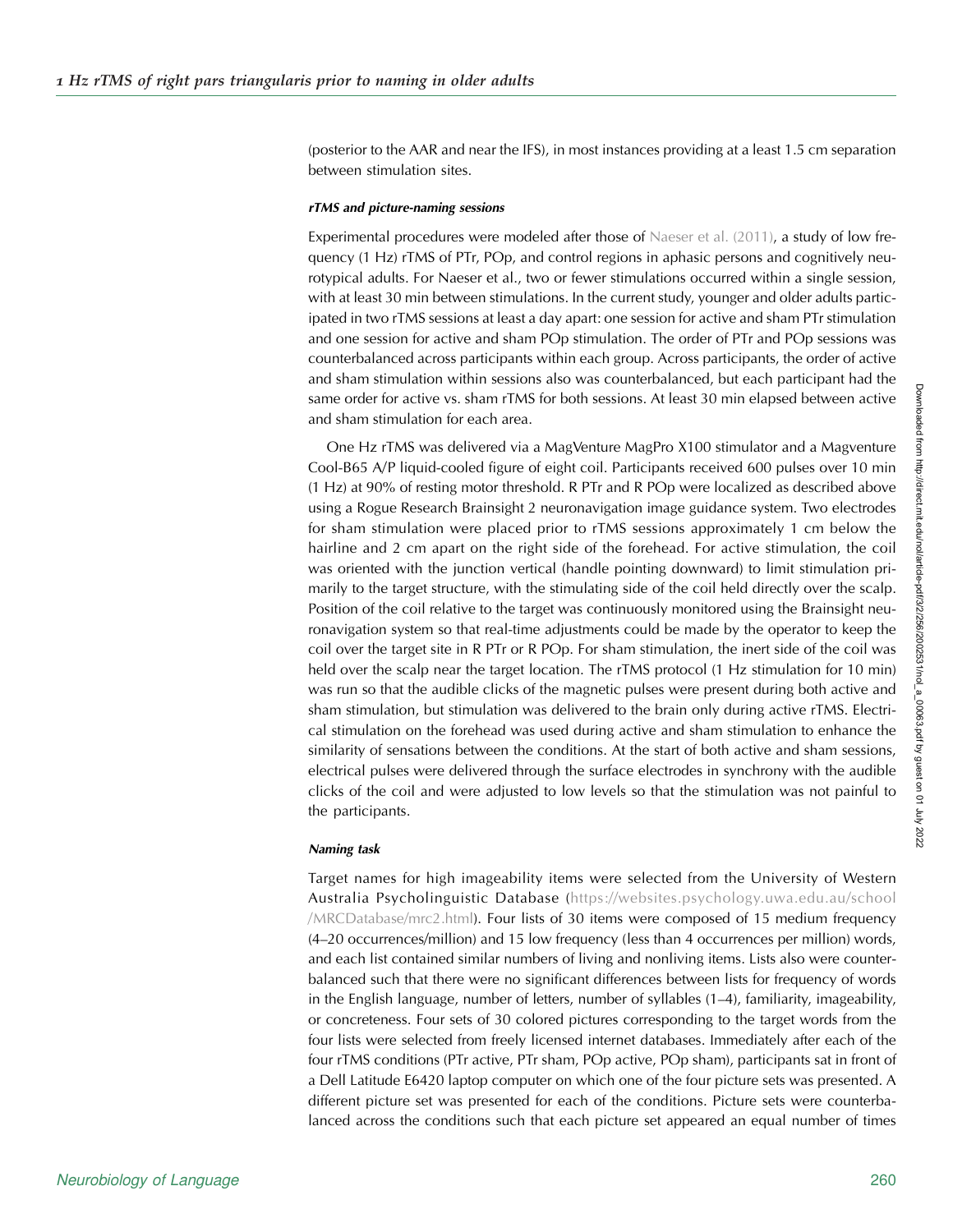(posterior to the AAR and near the IFS), in most instances providing at a least 1.5 cm separation between stimulation sites.

#### *rTMS and picture-naming sessions*

Experimental procedures were modeled after those of Naeser et al. (2011), a study of low frequency (1 Hz) rTMS of PTr, POp, and control regions in aphasic persons and cognitively neurotypical adults. For Naeser et al., two or fewer stimulations occurred within a single session, with at least 30 min between stimulations. In the current study, younger and older adults participated in two rTMS sessions at least a day apart: one session for active and sham PTr stimulation and one session for active and sham POp stimulation. The order of PTr and POp sessions was counterbalanced across participants within each group. Across participants, the order of active and sham stimulation within sessions also was counterbalanced, but each participant had the same order for active vs. sham rTMS for both sessions. At least 30 min elapsed between active and sham stimulation for each area.

One Hz rTMS was delivered via a MagVenture MagPro X100 stimulator and a Magventure Cool-B65 A/P liquid-cooled figure of eight coil. Participants received 600 pulses over 10 min (1 Hz) at 90% of resting motor threshold. R PTr and R POp were localized as described above using a Rogue Research Brainsight 2 neuronavigation image guidance system. Two electrodes for sham stimulation were placed prior to rTMS sessions approximately 1 cm below the hairline and 2 cm apart on the right side of the forehead. For active stimulation, the coil was oriented with the junction vertical (handle pointing downward) to limit stimulation primarily to the target structure, with the stimulating side of the coil held directly over the scalp. Position of the coil relative to the target was continuously monitored using the Brainsight neuronavigation system so that real-time adjustments could be made by the operator to keep the coil over the target site in R PTr or R POp. For sham stimulation, the inert side of the coil was held over the scalp near the target location. The rTMS protocol (1 Hz stimulation for 10 min) was run so that the audible clicks of the magnetic pulses were present during both active and sham stimulation, but stimulation was delivered to the brain only during active rTMS. Electrical stimulation on the forehead was used during active and sham stimulation to enhance the similarity of sensations between the conditions. At the start of both active and sham sessions, electrical pulses were delivered through the surface electrodes in synchrony with the audible clicks of the coil and were adjusted to low levels so that the stimulation was not painful to the participants.

#### *Naming task*

Target names for high imageability items were selected from the University of Western Australia Psycholinguistic Database (https://websites.psychology.uwa.edu.au/school/MRCDatabase/mrc2.html). Four lists of 30 items were composed of 15 medium frequency (4–20 occurrences/million) and 15 low frequency (less than 4 occurrences per million) words, and each list contained similar numbers of living and nonliving items. Lists also were counterbalanced such that there were no significant differences between lists for frequency of words in the English language, number of letters, number of syllables (1–4), familiarity, imageability, or concreteness. Four sets of 30 colored pictures corresponding to the target words from the four lists were selected from freely licensed internet databases. Immediately after each of the four rTMS conditions (PTr active, PTr sham, POp active, POp sham), participants sat in front of a Dell Latitude E6420 laptop computer on which one of the four picture sets was presented. A different picture set was presented for each of the conditions. Picture sets were counterbalanced across the conditions such that each picture set appeared an equal number of times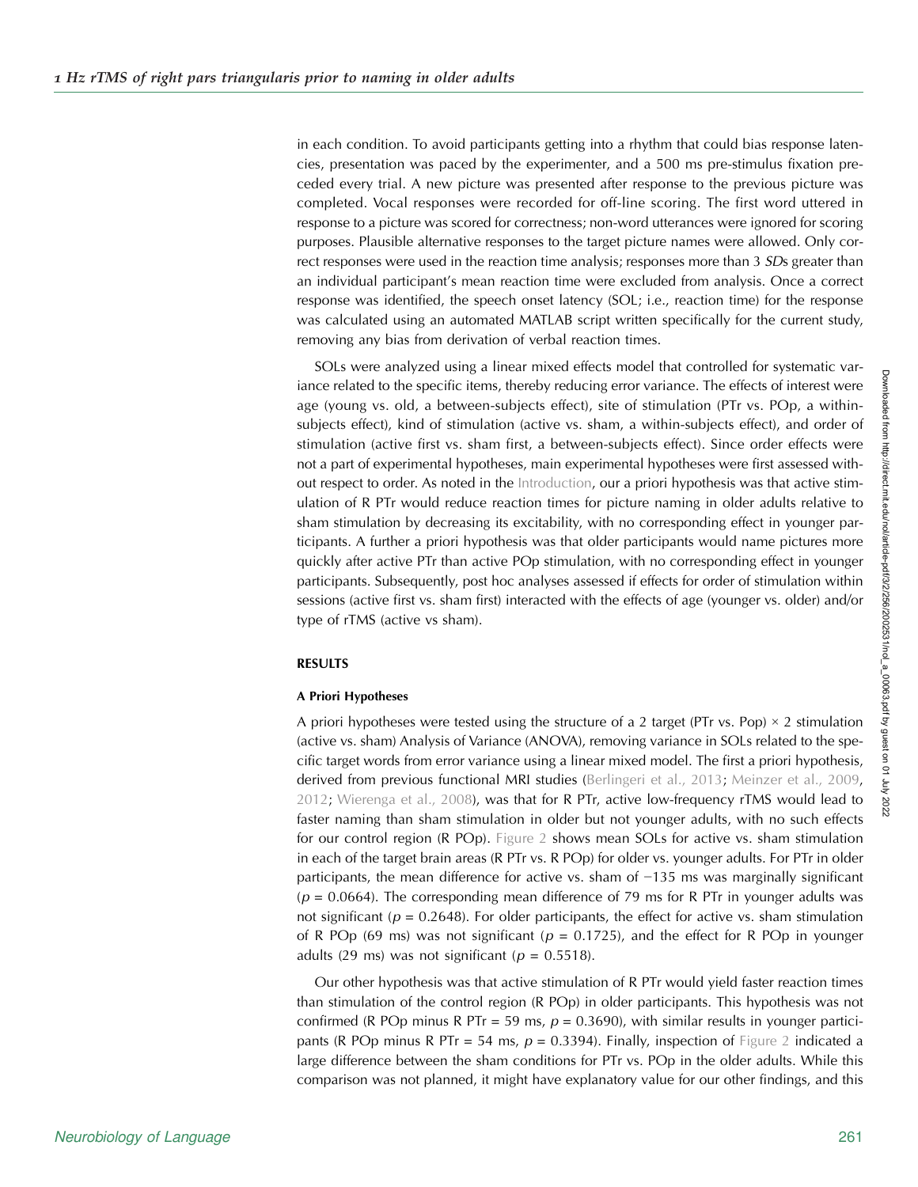in each condition. To avoid participants getting into a rhythm that could bias response latencies, presentation was paced by the experimenter, and a 500 ms pre-stimulus fixation preceded every trial. A new picture was presented after response to the previous picture was completed. Vocal responses were recorded for off-line scoring. The first word uttered in response to a picture was scored for correctness; non-word utterances were ignored for scoring purposes. Plausible alternative responses to the target picture names were allowed. Only correct responses were used in the reaction time analysis; responses more than 3 *SD*s greater than an individual participant's mean reaction time were excluded from analysis. Once a correct response was identified, the speech onset latency (SOL; i.e., reaction time) for the response was calculated using an automated MATLAB script written specifically for the current study, removing any bias from derivation of verbal reaction times.

SOLs were analyzed using a linear mixed effects model that controlled for systematic variance related to the specific items, thereby reducing error variance. The effects of interest were age (young vs. old, a between-subjects effect), site of stimulation (PTr vs. POp, a within-subjects effect), kind of stimulation (active vs. sham, a within-subjects effect), and order of stimulation (active first vs. sham first, a between-subjects effect). Since order effects were not a part of experimental hypotheses, main experimental hypotheses were first assessed without respect to order. As noted in the Introduction, our a priori hypothesis was that active stimulation of R PTr would reduce reaction times for picture naming in older adults relative to sham stimulation by decreasing its excitability, with no corresponding effect in younger participants. A further a priori hypothesis was that older participants would name pictures more quickly after active PTr than active POp stimulation, with no corresponding effect in younger participants. Subsequently, post hoc analyses assessed if effects for order of stimulation within sessions (active first vs. sham first) interacted with the effects of age (younger vs. older) and/or type of rTMS (active vs sham).

## RESULTS

### A Priori Hypotheses

A priori hypotheses were tested using the structure of a 2 target (PTr vs. Pop) × 2 stimulation (active vs. sham) Analysis of Variance (ANOVA), removing variance in SOLs related to the specific target words from error variance using a linear mixed model. The first a priori hypothesis, derived from previous functional MRI studies (Berlingeri et al., 2013; Meinzer et al., 2009, 2012; Wierenga et al., 2008), was that for R PTr, active low-frequency rTMS would lead to faster naming than sham stimulation in older but not younger adults, with no such effects for our control region (R POp). Figure 2 shows mean SOLs for active vs. sham stimulation in each of the target brain areas (R PTr vs. R POp) for older vs. younger adults. For PTr in older participants, the mean difference for active vs. sham of −135 ms was marginally significant ($p = 0.0664$). The corresponding mean difference of 79 ms for R PTr in younger adults was not significant ($p = 0.2648$). For older participants, the effect for active vs. sham stimulation of R POp (69 ms) was not significant ($p = 0.1725$), and the effect for R POp in younger adults (29 ms) was not significant ($p = 0.5518$).

Our other hypothesis was that active stimulation of R PTr would yield faster reaction times than stimulation of the control region (R POp) in older participants. This hypothesis was not confirmed (R POp minus R PTr = 59 ms, $p = 0.3690$), with similar results in younger participants (R POp minus R PTr = 54 ms, $p = 0.3394$). Finally, inspection of Figure 2 indicated a large difference between the sham conditions for PTr vs. POp in the older adults. While this comparison was not planned, it might have explanatory value for our other findings, and this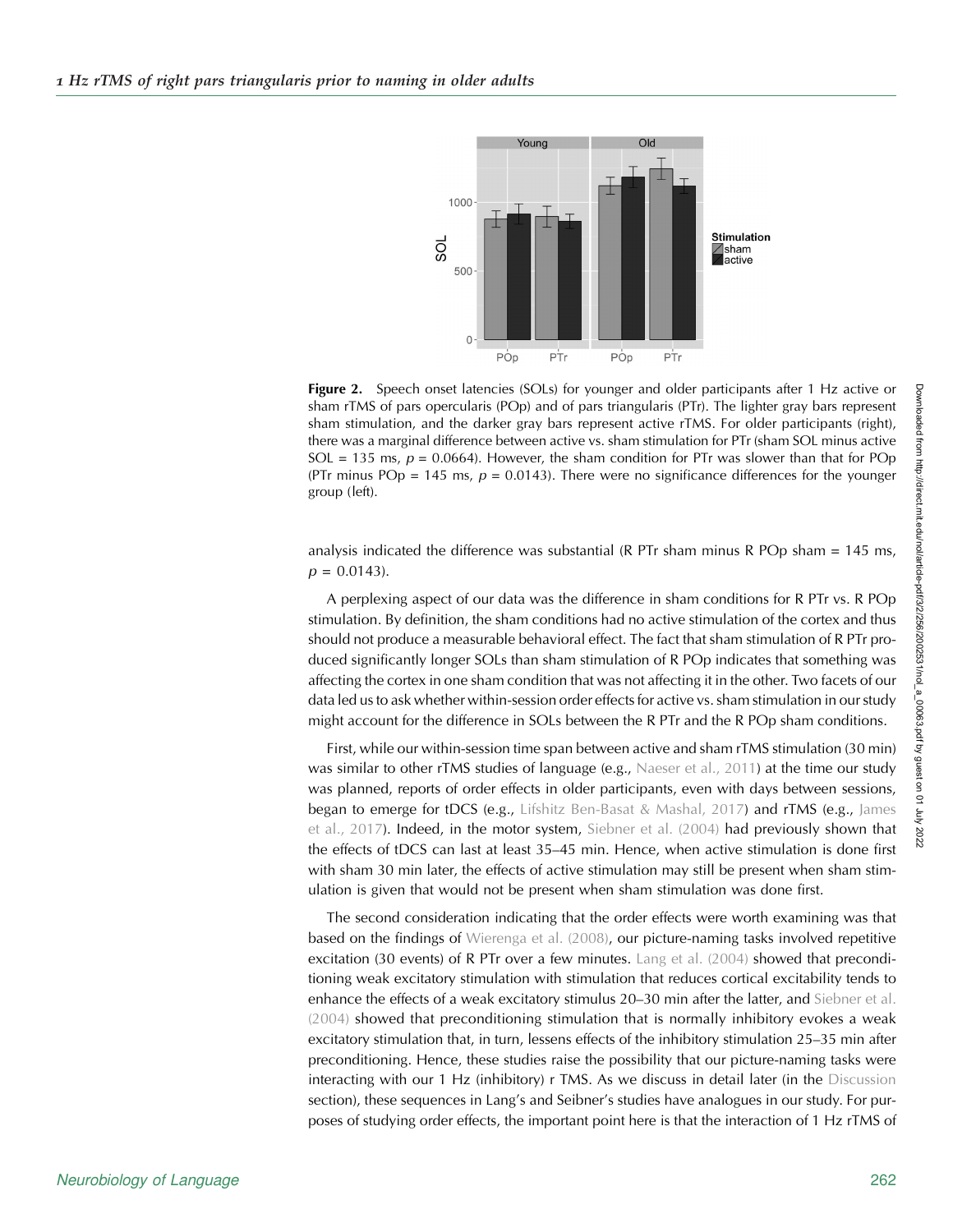**Figure 2.** Speech onset latencies (SOLs) for younger and older participants after 1 Hz active or sham rTMS of pars opercularis (POp) and of pars triangularis (PTr). The lighter gray bars represent sham stimulation, and the darker gray bars represent active rTMS. For older participants (right), there was a marginal difference between active vs. sham stimulation for PTr (sham SOL minus active SOL = 135 ms, $p = 0.0664$). However, the sham condition for PTr was slower than that for POp (PTr minus POp = 145 ms, $p = 0.0143$). There were no significance differences for the younger group (left).

analysis indicated the difference was substantial (R PTr sham minus R POp sham = 145 ms, $p = 0.0143$).

A perplexing aspect of our data was the difference in sham conditions for R PTr vs. R POp stimulation. By definition, the sham conditions had no active stimulation of the cortex and thus should not produce a measurable behavioral effect. The fact that sham stimulation of R PTr produced significantly longer SOLs than sham stimulation of R POp indicates that something was affecting the cortex in one sham condition that was not affecting it in the other. Two facets of our data led us to ask whether within-session order effects for active vs. sham stimulation in our study might account for the difference in SOLs between the R PTr and the R POp sham conditions.

First, while our within-session time span between active and sham rTMS stimulation (30 min) was similar to other rTMS studies of language (e.g., Naeser et al., 2011) at the time our study was planned, reports of order effects in older participants, even with days between sessions, began to emerge for tDCS (e.g., Lifshitz Ben-Basat & Mashal, 2017) and rTMS (e.g., James et al., 2017). Indeed, in the motor system, Siebner et al. (2004) had previously shown that the effects of tDCS can last at least 35–45 min. Hence, when active stimulation is done first with sham 30 min later, the effects of active stimulation may still be present when sham stimulation is given that would not be present when sham stimulation was done first.

The second consideration indicating that the order effects were worth examining was that based on the findings of Wierenga et al. (2008), our picture-naming tasks involved repetitive excitation (30 events) of R PTr over a few minutes. Lang et al. (2004) showed that preconditioning weak excitatory stimulation with stimulation that reduces cortical excitability tends to enhance the effects of a weak excitatory stimulus 20–30 min after the latter, and Siebner et al. (2004) showed that preconditioning stimulation that is normally inhibitory evokes a weak excitatory stimulation that, in turn, lessens effects of the inhibitory stimulation 25–35 min after preconditioning. Hence, these studies raise the possibility that our picture-naming tasks were interacting with our 1 Hz (inhibitory) r TMS. As we discuss in detail later (in the Discussion section), these sequences in Lang's and Seibner's studies have analogues in our study. For purposes of studying order effects, the important point here is that the interaction of 1 Hz rTMS of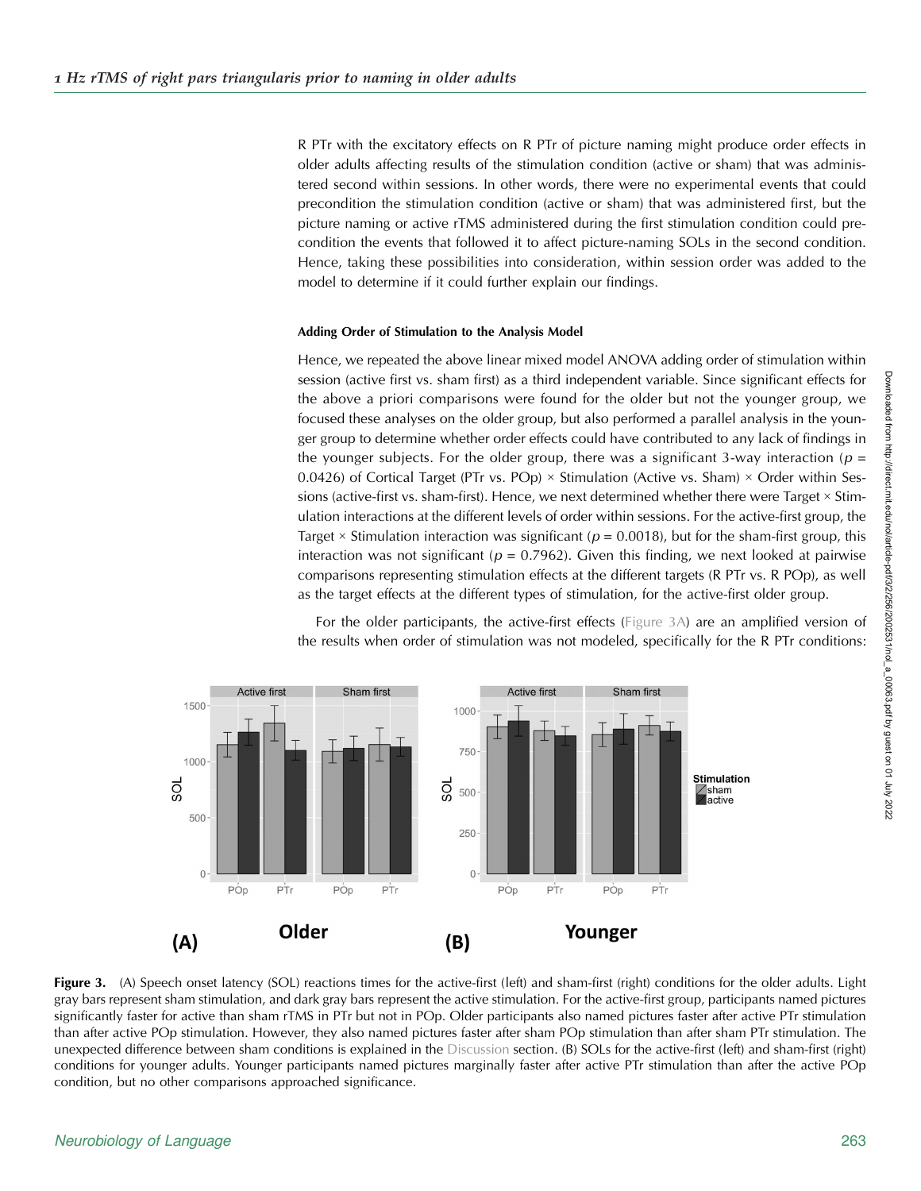R PTr with the excitatory effects on R PTr of picture naming might produce order effects in older adults affecting results of the stimulation condition (active or sham) that was administered second within sessions. In other words, there were no experimental events that could precondition the stimulation condition (active or sham) that was administered first, but the picture naming or active rTMS administered during the first stimulation condition could precondition the events that followed it to affect picture-naming SOLs in the second condition. Hence, taking these possibilities into consideration, within session order was added to the model to determine if it could further explain our findings.

#### Adding Order of Stimulation to the Analysis Model

Hence, we repeated the above linear mixed model ANOVA adding order of stimulation within session (active first vs. sham first) as a third independent variable. Since significant effects for the above a priori comparisons were found for the older but not the younger group, we focused these analyses on the older group, but also performed a parallel analysis in the younger group to determine whether order effects could have contributed to any lack of findings in the younger subjects. For the older group, there was a significant 3-way interaction ($p = 0.0426$) of Cortical Target (PTr vs. POp) × Stimulation (Active vs. Sham) × Order within Sessions (active-first vs. sham-first). Hence, we next determined whether there were Target × Stimulation interactions at the different levels of order within sessions. For the active-first group, the Target × Stimulation interaction was significant ($p = 0.0018$), but for the sham-first group, this interaction was not significant ($p = 0.7962$). Given this finding, we next looked at pairwise comparisons representing stimulation effects at the different targets (R PTr vs. R POp), as well as the target effects at the different types of stimulation, for the active-first older group.

For the older participants, the active-first effects (Figure 3A) are an amplified version of the results when order of stimulation was not modeled, specifically for the R PTr conditions:

**Figure 3.** (A) Speech onset latency (SOL) reactions times for the active-first (left) and sham-first (right) conditions for the older adults. Light gray bars represent sham stimulation, and dark gray bars represent the active stimulation. For the active-first group, participants named pictures significantly faster for active than sham rTMS in PTr but not in POp. Older participants also named pictures faster after active PTr stimulation than after active POp stimulation. However, they also named pictures faster after sham POp stimulation than after sham PTr stimulation. The unexpected difference between sham conditions is explained in the Discussion section. (B) SOLs for the active-first (left) and sham-first (right) conditions for younger adults. Younger participants named pictures marginally faster after active PTr stimulation than after the active POp condition, but no other comparisons approached significance.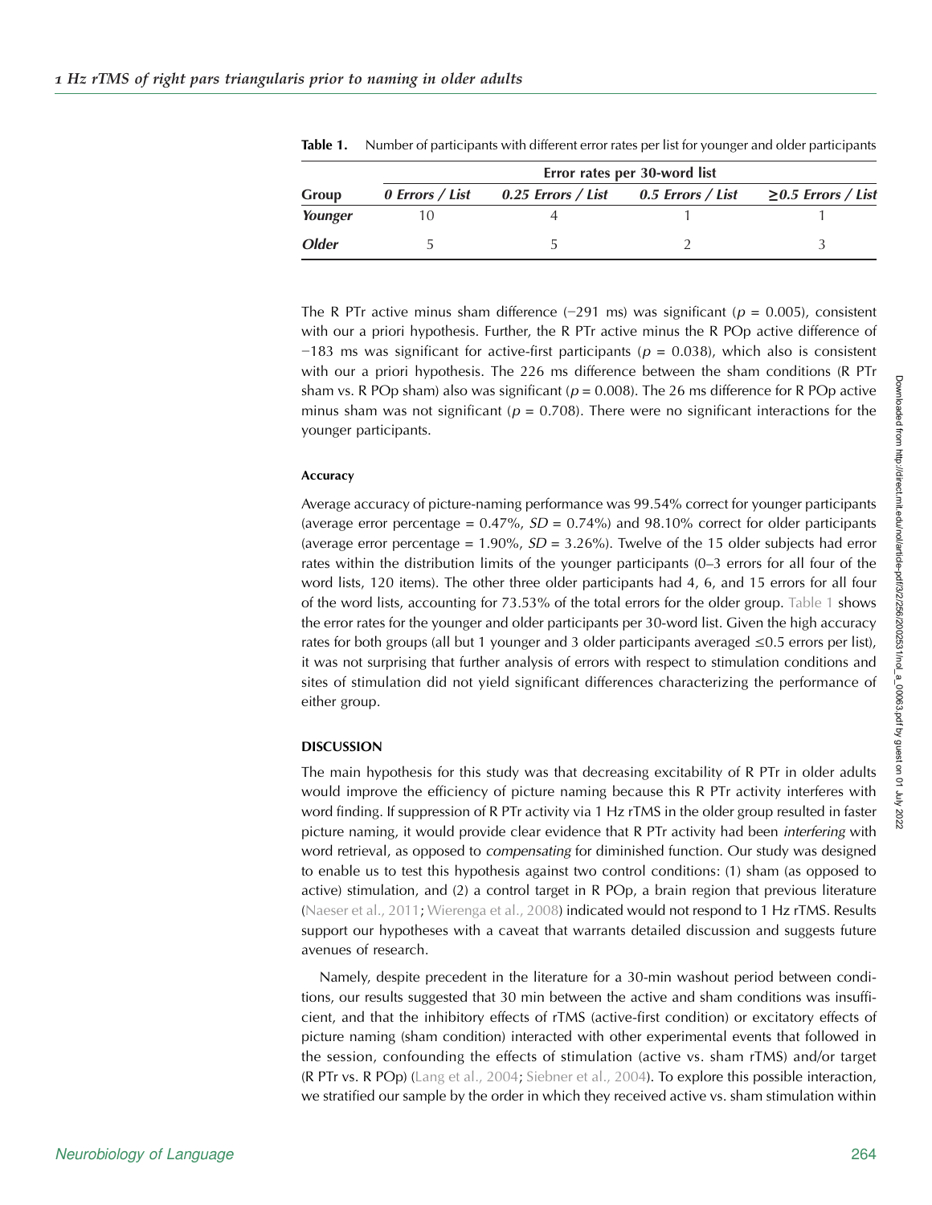**Table 1.** Number of participants with different error rates per list for younger and older participants

| Group | Error rates per 30-word list | | | |
|---|---|---|---|---|
| | *0 Errors / List* | *0.25 Errors / List* | *0.5 Errors / List* | *≥0.5 Errors / List* |
| ***Younger*** | 10 | 4 | 1 | 1 |
| ***Older*** | 5 | 5 | 2 | 3 |

The R PTr active minus sham difference (−291 ms) was significant ($p$ = 0.005), consistent with our a priori hypothesis. Further, the R PTr active minus the R POp active difference of −183 ms was significant for active-first participants ($p$ = 0.038), which also is consistent with our a priori hypothesis. The 226 ms difference between the sham conditions (R PTr sham vs. R POp sham) also was significant ($p$ = 0.008). The 26 ms difference for R POp active minus sham was not significant ($p$ = 0.708). There were no significant interactions for the younger participants.

#### Accuracy

Average accuracy of picture-naming performance was 99.54% correct for younger participants (average error percentage = 0.47%, $SD$ = 0.74%) and 98.10% correct for older participants (average error percentage = 1.90%, $SD$ = 3.26%). Twelve of the 15 older subjects had error rates within the distribution limits of the younger participants (0–3 errors for all four of the word lists, 120 items). The other three older participants had 4, 6, and 15 errors for all four of the word lists, accounting for 73.53% of the total errors for the older group. Table 1 shows the error rates for the younger and older participants per 30-word list. Given the high accuracy rates for both groups (all but 1 younger and 3 older participants averaged ≤0.5 errors per list), it was not surprising that further analysis of errors with respect to stimulation conditions and sites of stimulation did not yield significant differences characterizing the performance of either group.

### DISCUSSION

The main hypothesis for this study was that decreasing excitability of R PTr in older adults would improve the efficiency of picture naming because this R PTr activity interferes with word finding. If suppression of R PTr activity via 1 Hz rTMS in the older group resulted in faster picture naming, it would provide clear evidence that R PTr activity had been *interfering* with word retrieval, as opposed to *compensating* for diminished function. Our study was designed to enable us to test this hypothesis against two control conditions: (1) sham (as opposed to active) stimulation, and (2) a control target in R POp, a brain region that previous literature (Naeser et al., 2011; Wierenga et al., 2008) indicated would not respond to 1 Hz rTMS. Results support our hypotheses with a caveat that warrants detailed discussion and suggests future avenues of research.

Namely, despite precedent in the literature for a 30-min washout period between conditions, our results suggested that 30 min between the active and sham conditions was insufficient, and that the inhibitory effects of rTMS (active-first condition) or excitatory effects of picture naming (sham condition) interacted with other experimental events that followed in the session, confounding the effects of stimulation (active vs. sham rTMS) and/or target (R PTr vs. R POp) (Lang et al., 2004; Siebner et al., 2004). To explore this possible interaction, we stratified our sample by the order in which they received active vs. sham stimulation within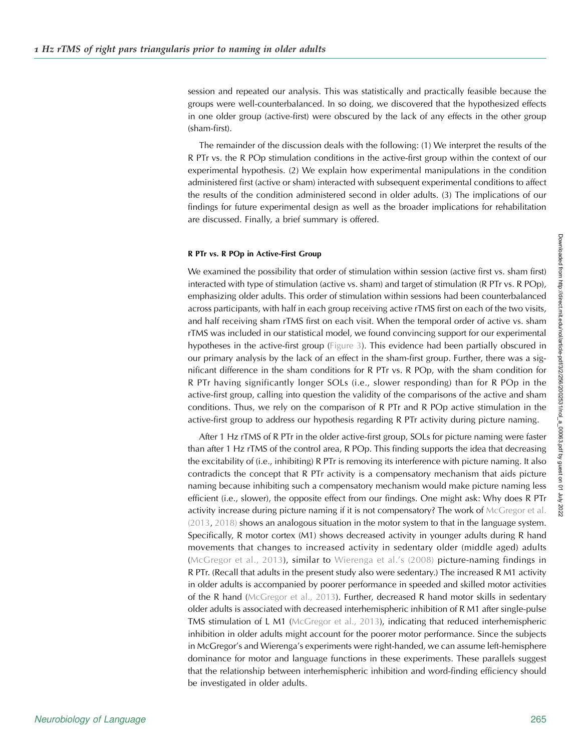session and repeated our analysis. This was statistically and practically feasible because the groups were well-counterbalanced. In so doing, we discovered that the hypothesized effects in one older group (active-first) were obscured by the lack of any effects in the other group (sham-first).

The remainder of the discussion deals with the following: (1) We interpret the results of the R PTr vs. the R POp stimulation conditions in the active-first group within the context of our experimental hypothesis. (2) We explain how experimental manipulations in the condition administered first (active or sham) interacted with subsequent experimental conditions to affect the results of the condition administered second in older adults. (3) The implications of our findings for future experimental design as well as the broader implications for rehabilitation are discussed. Finally, a brief summary is offered.

#### R PTr vs. R POp in Active-First Group

We examined the possibility that order of stimulation within session (active first vs. sham first) interacted with type of stimulation (active vs. sham) and target of stimulation (R PTr vs. R POp), emphasizing older adults. This order of stimulation within sessions had been counterbalanced across participants, with half in each group receiving active rTMS first on each of the two visits, and half receiving sham rTMS first on each visit. When the temporal order of active vs. sham rTMS was included in our statistical model, we found convincing support for our experimental hypotheses in the active-first group (Figure 3). This evidence had been partially obscured in our primary analysis by the lack of an effect in the sham-first group. Further, there was a significant difference in the sham conditions for R PTr vs. R POp, with the sham condition for R PTr having significantly longer SOLs (i.e., slower responding) than for R POp in the active-first group, calling into question the validity of the comparisons of the active and sham conditions. Thus, we rely on the comparison of R PTr and R POp active stimulation in the active-first group to address our hypothesis regarding R PTr activity during picture naming.

After 1 Hz rTMS of R PTr in the older active-first group, SOLs for picture naming were faster than after 1 Hz rTMS of the control area, R POp. This finding supports the idea that decreasing the excitability of (i.e., inhibiting) R PTr is removing its interference with picture naming. It also contradicts the concept that R PTr activity is a compensatory mechanism that aids picture naming because inhibiting such a compensatory mechanism would make picture naming less efficient (i.e., slower), the opposite effect from our findings. One might ask: Why does R PTr activity increase during picture naming if it is not compensatory? The work of McGregor et al. (2013, 2018) shows an analogous situation in the motor system to that in the language system. Specifically, R motor cortex (M1) shows decreased activity in younger adults during R hand movements that changes to increased activity in sedentary older (middle aged) adults (McGregor et al., 2013), similar to Wierenga et al.'s (2008) picture-naming findings in R PTr. (Recall that adults in the present study also were sedentary.) The increased R M1 activity in older adults is accompanied by poorer performance in speeded and skilled motor activities of the R hand (McGregor et al., 2013). Further, decreased R hand motor skills in sedentary older adults is associated with decreased interhemispheric inhibition of R M1 after single-pulse TMS stimulation of L M1 (McGregor et al., 2013), indicating that reduced interhemispheric inhibition in older adults might account for the poorer motor performance. Since the subjects in McGregor's and Wierenga's experiments were right-handed, we can assume left-hemisphere dominance for motor and language functions in these experiments. These parallels suggest that the relationship between interhemispheric inhibition and word-finding efficiency should be investigated in older adults.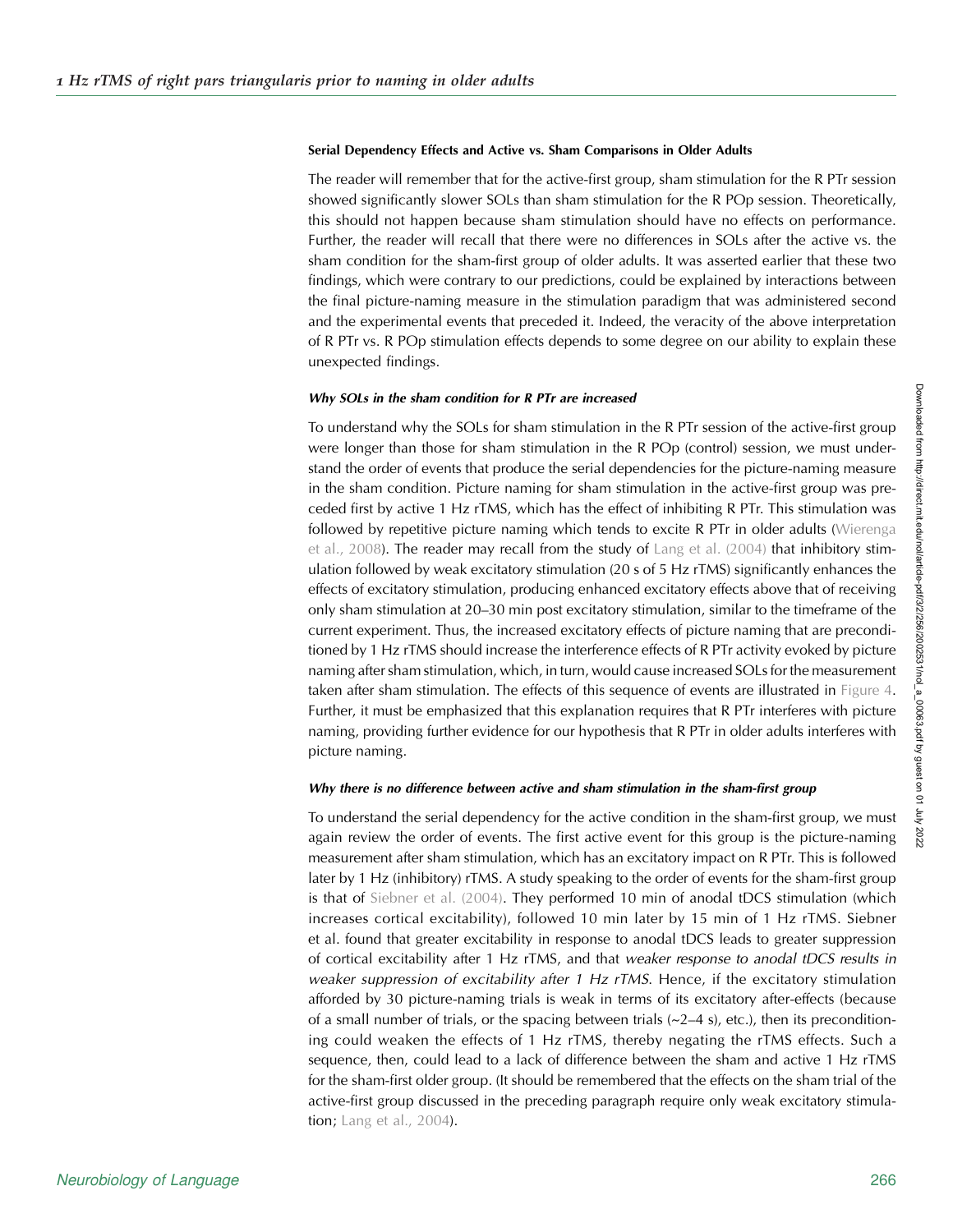### Serial Dependency Effects and Active vs. Sham Comparisons in Older Adults

The reader will remember that for the active-first group, sham stimulation for the R PTr session showed significantly slower SOLs than sham stimulation for the R POp session. Theoretically, this should not happen because sham stimulation should have no effects on performance. Further, the reader will recall that there were no differences in SOLs after the active vs. the sham condition for the sham-first group of older adults. It was asserted earlier that these two findings, which were contrary to our predictions, could be explained by interactions between the final picture-naming measure in the stimulation paradigm that was administered second and the experimental events that preceded it. Indeed, the veracity of the above interpretation of R PTr vs. R POp stimulation effects depends to some degree on our ability to explain these unexpected findings.

#### *Why SOLs in the sham condition for R PTr are increased*

To understand why the SOLs for sham stimulation in the R PTr session of the active-first group were longer than those for sham stimulation in the R POp (control) session, we must understand the order of events that produce the serial dependencies for the picture-naming measure in the sham condition. Picture naming for sham stimulation in the active-first group was preceded first by active 1 Hz rTMS, which has the effect of inhibiting R PTr. This stimulation was followed by repetitive picture naming which tends to excite R PTr in older adults (Wierenga et al., 2008). The reader may recall from the study of Lang et al. (2004) that inhibitory stimulation followed by weak excitatory stimulation (20 s of 5 Hz rTMS) significantly enhances the effects of excitatory stimulation, producing enhanced excitatory effects above that of receiving only sham stimulation at 20–30 min post excitatory stimulation, similar to the timeframe of the current experiment. Thus, the increased excitatory effects of picture naming that are preconditioned by 1 Hz rTMS should increase the interference effects of R PTr activity evoked by picture naming after sham stimulation, which, in turn, would cause increased SOLs for the measurement taken after sham stimulation. The effects of this sequence of events are illustrated in Figure 4. Further, it must be emphasized that this explanation requires that R PTr interferes with picture naming, providing further evidence for our hypothesis that R PTr in older adults interferes with picture naming.

#### *Why there is no difference between active and sham stimulation in the sham-first group*

To understand the serial dependency for the active condition in the sham-first group, we must again review the order of events. The first active event for this group is the picture-naming measurement after sham stimulation, which has an excitatory impact on R PTr. This is followed later by 1 Hz (inhibitory) rTMS. A study speaking to the order of events for the sham-first group is that of Siebner et al. (2004). They performed 10 min of anodal tDCS stimulation (which increases cortical excitability), followed 10 min later by 15 min of 1 Hz rTMS. Siebner et al. found that greater excitability in response to anodal tDCS leads to greater suppression of cortical excitability after 1 Hz rTMS, and that *weaker response to anodal tDCS results in weaker suppression of excitability after 1 Hz rTMS.* Hence, if the excitatory stimulation afforded by 30 picture-naming trials is weak in terms of its excitatory after-effects (because of a small number of trials, or the spacing between trials (~2–4 s), etc.), then its preconditioning could weaken the effects of 1 Hz rTMS, thereby negating the rTMS effects. Such a sequence, then, could lead to a lack of difference between the sham and active 1 Hz rTMS for the sham-first older group. (It should be remembered that the effects on the sham trial of the active-first group discussed in the preceding paragraph require only weak excitatory stimulation; Lang et al., 2004).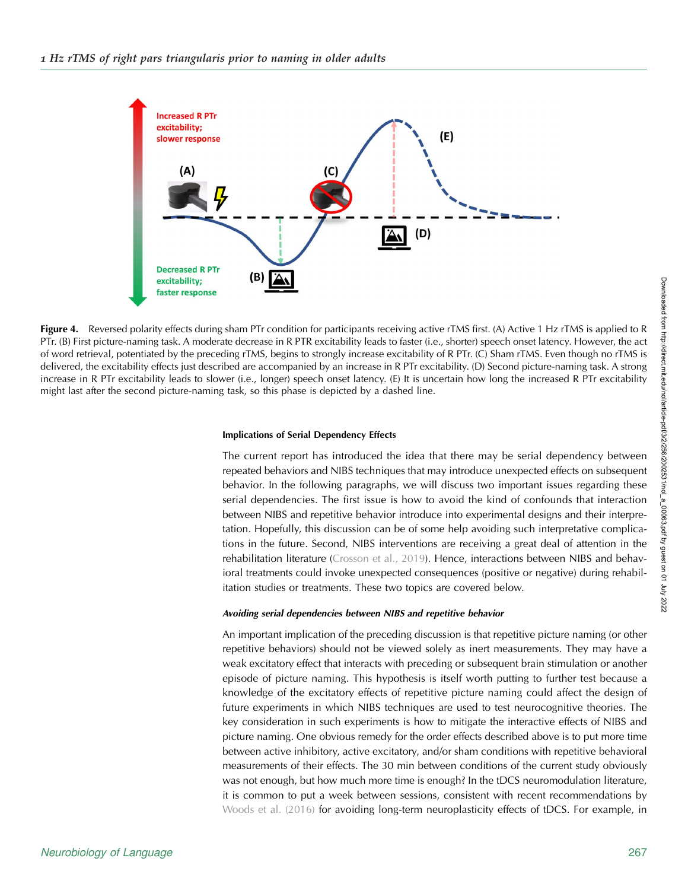Figure 4. Reversed polarity effects during sham PTr condition for participants receiving active rTMS first. (A) Active 1 Hz rTMS is applied to R PTr. (B) First picture-naming task. A moderate decrease in R PTR excitability leads to faster (i.e., shorter) speech onset latency. However, the act of word retrieval, potentiated by the preceding rTMS, begins to strongly increase excitability of R PTr. (C) Sham rTMS. Even though no rTMS is delivered, the excitability effects just described are accompanied by an increase in R PTr excitability. (D) Second picture-naming task. A strong increase in R PTr excitability leads to slower (i.e., longer) speech onset latency. (E) It is uncertain how long the increased R PTr excitability might last after the second picture-naming task, so this phase is depicted by a dashed line.

### Implications of Serial Dependency Effects

The current report has introduced the idea that there may be serial dependency between repeated behaviors and NIBS techniques that may introduce unexpected effects on subsequent behavior. In the following paragraphs, we will discuss two important issues regarding these serial dependencies. The first issue is how to avoid the kind of confounds that interaction between NIBS and repetitive behavior introduce into experimental designs and their interpretation. Hopefully, this discussion can be of some help avoiding such interpretative complications in the future. Second, NIBS interventions are receiving a great deal of attention in the rehabilitation literature (Crosson et al., 2019). Hence, interactions between NIBS and behavioral treatments could invoke unexpected consequences (positive or negative) during rehabilitation studies or treatments. These two topics are covered below.

#### *Avoiding serial dependencies between NIBS and repetitive behavior*

An important implication of the preceding discussion is that repetitive picture naming (or other repetitive behaviors) should not be viewed solely as inert measurements. They may have a weak excitatory effect that interacts with preceding or subsequent brain stimulation or another episode of picture naming. This hypothesis is itself worth putting to further test because a knowledge of the excitatory effects of repetitive picture naming could affect the design of future experiments in which NIBS techniques are used to test neurocognitive theories. The key consideration in such experiments is how to mitigate the interactive effects of NIBS and picture naming. One obvious remedy for the order effects described above is to put more time between active inhibitory, active excitatory, and/or sham conditions with repetitive behavioral measurements of their effects. The 30 min between conditions of the current study obviously was not enough, but how much more time is enough? In the tDCS neuromodulation literature, it is common to put a week between sessions, consistent with recent recommendations by Woods et al. (2016) for avoiding long-term neuroplasticity effects of tDCS. For example, in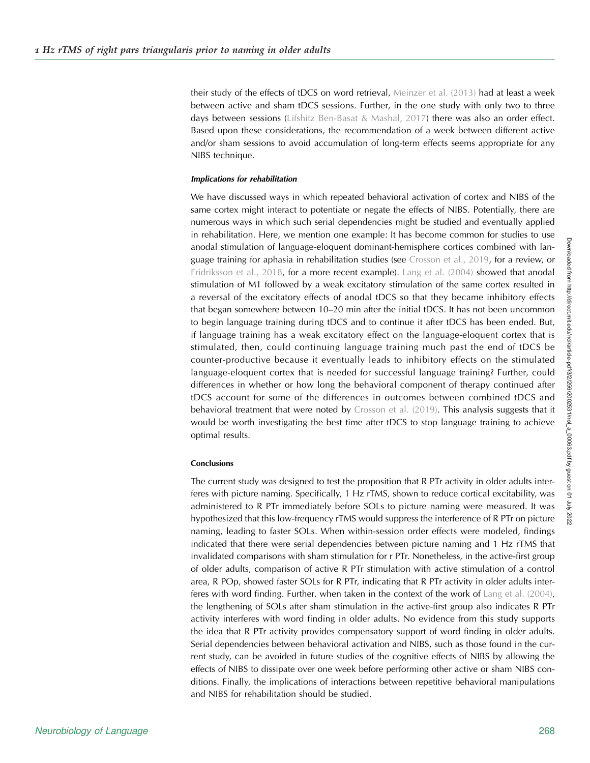their study of the effects of tDCS on word retrieval, Meinzer et al. (2013) had at least a week between active and sham tDCS sessions. Further, in the one study with only two to three days between sessions (Lifshitz Ben-Basat & Mashal, 2017) there was also an order effect. Based upon these considerations, the recommendation of a week between different active and/or sham sessions to avoid accumulation of long-term effects seems appropriate for any NIBS technique.

#### *Implications for rehabilitation*

We have discussed ways in which repeated behavioral activation of cortex and NIBS of the same cortex might interact to potentiate or negate the effects of NIBS. Potentially, there are numerous ways in which such serial dependencies might be studied and eventually applied in rehabilitation. Here, we mention one example: It has become common for studies to use anodal stimulation of language-eloquent dominant-hemisphere cortices combined with language training for aphasia in rehabilitation studies (see Crosson et al., 2019, for a review, or Fridriksson et al., 2018, for a more recent example). Lang et al. (2004) showed that anodal stimulation of M1 followed by a weak excitatory stimulation of the same cortex resulted in a reversal of the excitatory effects of anodal tDCS so that they became inhibitory effects that began somewhere between 10–20 min after the initial tDCS. It has not been uncommon to begin language training during tDCS and to continue it after tDCS has been ended. But, if language training has a weak excitatory effect on the language-eloquent cortex that is stimulated, then, could continuing language training much past the end of tDCS be counter-productive because it eventually leads to inhibitory effects on the stimulated language-eloquent cortex that is needed for successful language training? Further, could differences in whether or how long the behavioral component of therapy continued after tDCS account for some of the differences in outcomes between combined tDCS and behavioral treatment that were noted by Crosson et al. (2019). This analysis suggests that it would be worth investigating the best time after tDCS to stop language training to achieve optimal results.

### Conclusions

The current study was designed to test the proposition that R PTr activity in older adults interferes with picture naming. Specifically, 1 Hz rTMS, shown to reduce cortical excitability, was administered to R PTr immediately before SOLs to picture naming were measured. It was hypothesized that this low-frequency rTMS would suppress the interference of R PTr on picture naming, leading to faster SOLs. When within-session order effects were modeled, findings indicated that there were serial dependencies between picture naming and 1 Hz rTMS that invalidated comparisons with sham stimulation for r PTr. Nonetheless, in the active-first group of older adults, comparison of active R PTr stimulation with active stimulation of a control area, R POp, showed faster SOLs for R PTr, indicating that R PTr activity in older adults interferes with word finding. Further, when taken in the context of the work of Lang et al. (2004), the lengthening of SOLs after sham stimulation in the active-first group also indicates R PTr activity interferes with word finding in older adults. No evidence from this study supports the idea that R PTr activity provides compensatory support of word finding in older adults. Serial dependencies between behavioral activation and NIBS, such as those found in the current study, can be avoided in future studies of the cognitive effects of NIBS by allowing the effects of NIBS to dissipate over one week before performing other active or sham NIBS conditions. Finally, the implications of interactions between repetitive behavioral manipulations and NIBS for rehabilitation should be studied.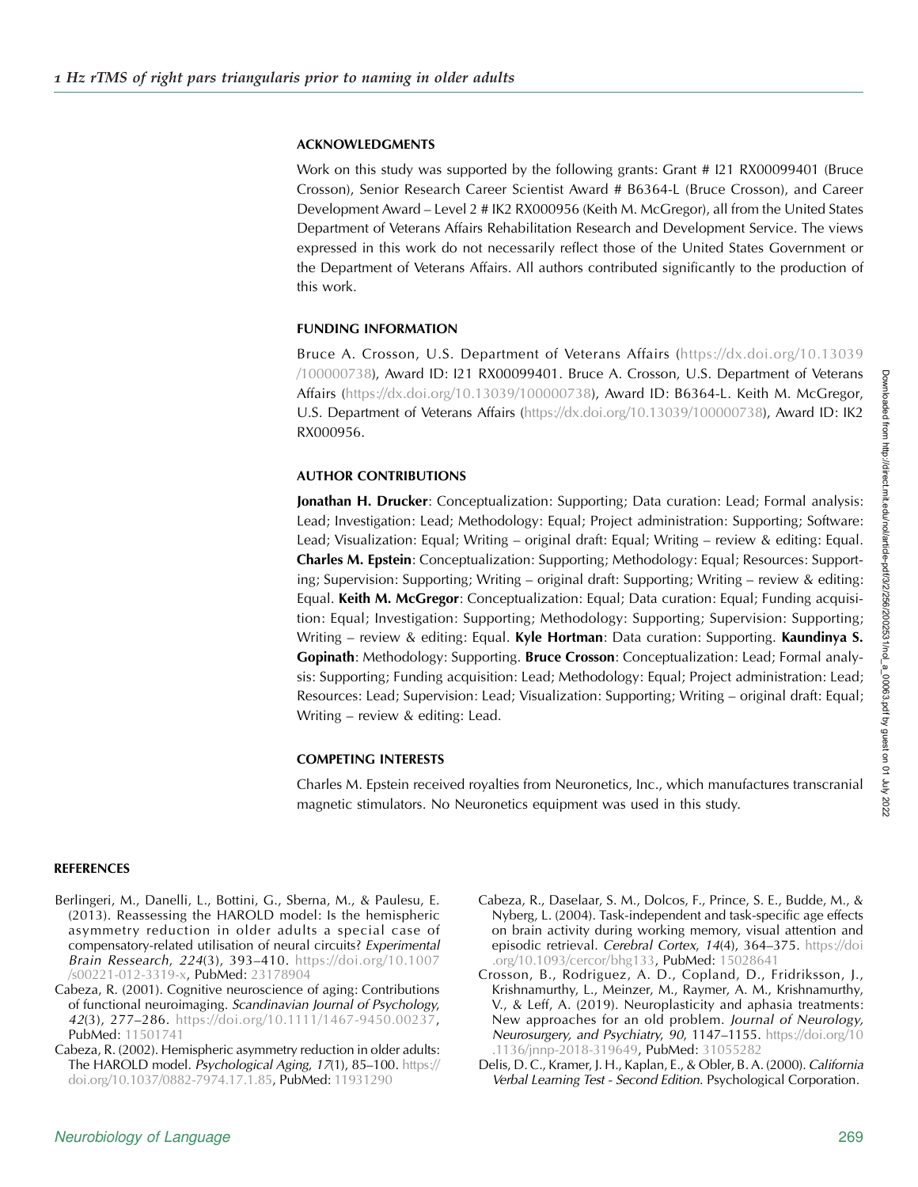## ACKNOWLEDGMENTS

Work on this study was supported by the following grants: Grant # I21 RX00099401 (Bruce Crosson), Senior Research Career Scientist Award # B6364-L (Bruce Crosson), and Career Development Award – Level 2 # IK2 RX000956 (Keith M. McGregor), all from the United States Department of Veterans Affairs Rehabilitation Research and Development Service. The views expressed in this work do not necessarily reflect those of the United States Government or the Department of Veterans Affairs. All authors contributed significantly to the production of this work.

## FUNDING INFORMATION

Bruce A. Crosson, U.S. Department of Veterans Affairs (https://dx.doi.org/10.13039/100000738), Award ID: I21 RX00099401. Bruce A. Crosson, U.S. Department of Veterans Affairs (https://dx.doi.org/10.13039/100000738), Award ID: B6364-L. Keith M. McGregor, U.S. Department of Veterans Affairs (https://dx.doi.org/10.13039/100000738), Award ID: IK2 RX000956.

## AUTHOR CONTRIBUTIONS

**Jonathan H. Drucker**: Conceptualization: Supporting; Data curation: Lead; Formal analysis: Lead; Investigation: Lead; Methodology: Equal; Project administration: Supporting; Software: Lead; Visualization: Equal; Writing – original draft: Equal; Writing – review & editing: Equal. **Charles M. Epstein**: Conceptualization: Supporting; Methodology: Equal; Resources: Supporting; Supervision: Supporting; Writing – original draft: Supporting; Writing – review & editing: Equal. **Keith M. McGregor**: Conceptualization: Equal; Data curation: Equal; Funding acquisition: Equal; Investigation: Supporting; Methodology: Supporting; Supervision: Supporting; Writing – review & editing: Equal. **Kyle Hortman**: Data curation: Supporting. **Kaundinya S. Gopinath**: Methodology: Supporting. **Bruce Crosson**: Conceptualization: Lead; Formal analysis: Supporting; Funding acquisition: Lead; Methodology: Equal; Project administration: Lead; Resources: Lead; Supervision: Lead; Visualization: Supporting; Writing – original draft: Equal; Writing – review & editing: Lead.

## COMPETING INTERESTS

Charles M. Epstein received royalties from Neuronetics, Inc., which manufactures transcranial magnetic stimulators. No Neuronetics equipment was used in this study.

## REFERENCES

Berlingeri, M., Danelli, L., Bottini, G., Sberna, M., & Paulesu, E. (2013). Reassessing the HAROLD model: Is the hemispheric asymmetry reduction in older adults a special case of compensatory-related utilisation of neural circuits? *Experimental Brain Ressearch*, *224*(3), 393–410. https://doi.org/10.1007/s00221-012-3319-x, PubMed: 23178904

Cabeza, R. (2001). Cognitive neuroscience of aging: Contributions of functional neuroimaging. *Scandinavian Journal of Psychology*, *42*(3), 277–286. https://doi.org/10.1111/1467-9450.00237, PubMed: 11501741

Cabeza, R. (2002). Hemispheric asymmetry reduction in older adults: The HAROLD model. *Psychological Aging*, *17*(1), 85–100. https://doi.org/10.1037/0882-7974.17.1.85, PubMed: 11931290

Cabeza, R., Daselaar, S. M., Dolcos, F., Prince, S. E., Budde, M., & Nyberg, L. (2004). Task-independent and task-specific age effects on brain activity during working memory, visual attention and episodic retrieval. *Cerebral Cortex*, *14*(4), 364–375. https://doi.org/10.1093/cercor/bhg133, PubMed: 15028641

Crosson, B., Rodriguez, A. D., Copland, D., Fridriksson, J., Krishnamurthy, L., Meinzer, M., Raymer, A. M., Krishnamurthy, V., & Leff, A. (2019). Neuroplasticity and aphasia treatments: New approaches for an old problem. *Journal of Neurology, Neurosurgery, and Psychiatry*, *90*, 1147–1155. https://doi.org/10.1136/jnnp-2018-319649, PubMed: 31055282

Delis, D. C., Kramer, J. H., Kaplan, E., & Obler, B. A. (2000). *California Verbal Learning Test - Second Edition*. Psychological Corporation.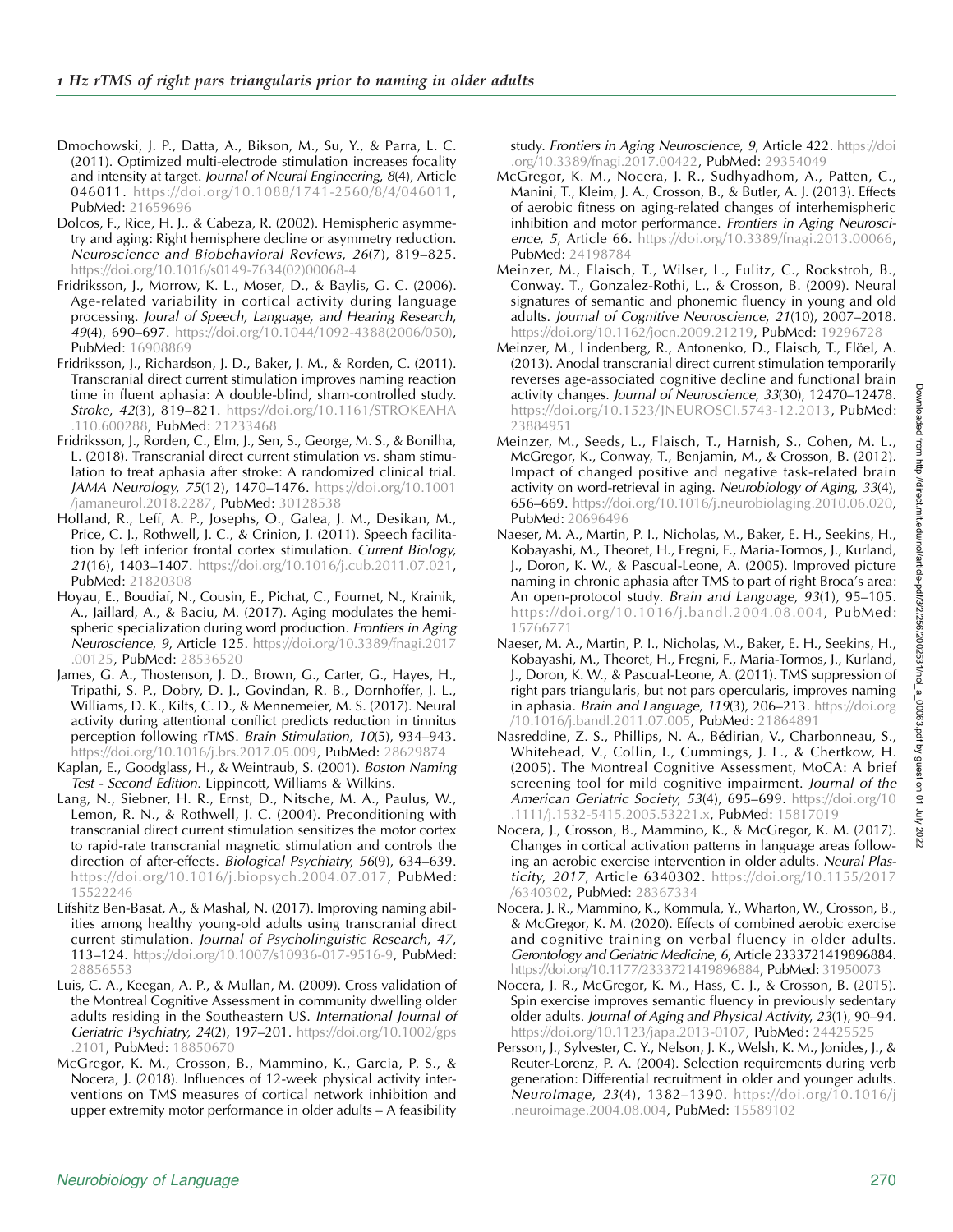Dmochowski, J. P., Datta, A., Bikson, M., Su, Y., & Parra, L. C. (2011). Optimized multi-electrode stimulation increases focality and intensity at target. *Journal of Neural Engineering*, *8*(4), Article 046011. https://doi.org/10.1088/1741-2560/8/4/046011, PubMed: 21659696

Dolcos, F., Rice, H. J., & Cabeza, R. (2002). Hemispheric asymmetry and aging: Right hemisphere decline or asymmetry reduction. *Neuroscience and Biobehavioral Reviews*, *26*(7), 819–825. https://doi.org/10.1016/s0149-7634(02)00068-4

Fridriksson, J., Morrow, K. L., Moser, D., & Baylis, G. C. (2006). Age-related variability in cortical activity during language processing. *Joural of Speech, Language, and Hearing Research*, *49*(4), 690–697. https://doi.org/10.1044/1092-4388(2006/050), PubMed: 16908869

Fridriksson, J., Richardson, J. D., Baker, J. M., & Rorden, C. (2011). Transcranial direct current stimulation improves naming reaction time in fluent aphasia: A double-blind, sham-controlled study. *Stroke*, *42*(3), 819–821. https://doi.org/10.1161/STROKEAHA.110.600288, PubMed: 21233468

Fridriksson, J., Rorden, C., Elm, J., Sen, S., George, M. S., & Bonilha, L. (2018). Transcranial direct current stimulation vs. sham stimulation to treat aphasia after stroke: A randomized clinical trial. *JAMA Neurology*, *75*(12), 1470–1476. https://doi.org/10.1001/jamaneurol.2018.2287, PubMed: 30128538

Holland, R., Leff, A. P., Josephs, O., Galea, J. M., Desikan, M., Price, C. J., Rothwell, J. C., & Crinion, J. (2011). Speech facilitation by left inferior frontal cortex stimulation. *Current Biology*, *21*(16), 1403–1407. https://doi.org/10.1016/j.cub.2011.07.021, PubMed: 21820308

Hoyau, E., Boudiaf, N., Cousin, E., Pichat, C., Fournet, N., Krainik, A., Jaillard, A., & Baciu, M. (2017). Aging modulates the hemispheric specialization during word production. *Frontiers in Aging Neuroscience*, *9*, Article 125. https://doi.org/10.3389/fnagi.2017.00125, PubMed: 28536520

James, G. A., Thostenson, J. D., Brown, G., Carter, G., Hayes, H., Tripathi, S. P., Dobry, D. J., Govindan, R. B., Dornhoffer, J. L., Williams, D. K., Kilts, C. D., & Mennemeier, M. S. (2017). Neural activity during attentional conflict predicts reduction in tinnitus perception following rTMS. *Brain Stimulation*, *10*(5), 934–943. https://doi.org/10.1016/j.brs.2017.05.009, PubMed: 28629874

Kaplan, E., Goodglass, H., & Weintraub, S. (2001). *Boston Naming Test - Second Edition.* Lippincott, Williams & Wilkins.

Lang, N., Siebner, H. R., Ernst, D., Nitsche, M. A., Paulus, W., Lemon, R. N., & Rothwell, J. C. (2004). Preconditioning with transcranial direct current stimulation sensitizes the motor cortex to rapid-rate transcranial magnetic stimulation and controls the direction of after-effects. *Biological Psychiatry*, *56*(9), 634–639. https://doi.org/10.1016/j.biopsych.2004.07.017, PubMed: 15522246

Lifshitz Ben-Basat, A., & Mashal, N. (2017). Improving naming abilities among healthy young-old adults using transcranial direct current stimulation. *Journal of Psycholinguistic Research*, *47*, 113–124. https://doi.org/10.1007/s10936-017-9516-9, PubMed: 28856553

Luis, C. A., Keegan, A. P., & Mullan, M. (2009). Cross validation of the Montreal Cognitive Assessment in community dwelling older adults residing in the Southeastern US. *International Journal of Geriatric Psychiatry*, *24*(2), 197–201. https://doi.org/10.1002/gps.2101, PubMed: 18850670

McGregor, K. M., Crosson, B., Mammino, K., Garcia, P. S., & Nocera, J. (2018). Influences of 12-week physical activity interventions on TMS measures of cortical network inhibition and upper extremity motor performance in older adults – A feasibility study. *Frontiers in Aging Neuroscience*, *9*, Article 422. https://doi.org/10.3389/fnagi.2017.00422, PubMed: 29354049

McGregor, K. M., Nocera, J. R., Sudhyadhom, A., Patten, C., Manini, T., Kleim, J. A., Crosson, B., & Butler, A. J. (2013). Effects of aerobic fitness on aging-related changes of interhemispheric inhibition and motor performance. *Frontiers in Aging Neuroscience*, *5*, Article 66. https://doi.org/10.3389/fnagi.2013.00066, PubMed: 24198784

Meinzer, M., Flaisch, T., Wilser, L., Eulitz, C., Rockstroh, B., Conway. T., Gonzalez-Rothi, L., & Crosson, B. (2009). Neural signatures of semantic and phonemic fluency in young and old adults. *Journal of Cognitive Neuroscience*, *21*(10), 2007–2018. https://doi.org/10.1162/jocn.2009.21219, PubMed: 19296728

Meinzer, M., Lindenberg, R., Antonenko, D., Flaisch, T., Flöel, A. (2013). Anodal transcranial direct current stimulation temporarily reverses age-associated cognitive decline and functional brain activity changes. *Journal of Neuroscience*, *33*(30), 12470–12478. https://doi.org/10.1523/JNEUROSCI.5743-12.2013, PubMed: 23884951

Meinzer, M., Seeds, L., Flaisch, T., Harnish, S., Cohen, M. L., McGregor, K., Conway, T., Benjamin, M., & Crosson, B. (2012). Impact of changed positive and negative task-related brain activity on word-retrieval in aging. *Neurobiology of Aging*, *33*(4), 656–669. https://doi.org/10.1016/j.neurobiolaging.2010.06.020, PubMed: 20696496

Naeser, M. A., Martin, P. I., Nicholas, M., Baker, E. H., Seekins, H., Kobayashi, M., Theoret, H., Fregni, F., Maria-Tormos, J., Kurland, J., Doron, K. W., & Pascual-Leone, A. (2005). Improved picture naming in chronic aphasia after TMS to part of right Broca's area: An open-protocol study. *Brain and Language*, *93*(1), 95–105. https://doi.org/10.1016/j.bandl.2004.08.004, PubMed: 15766771

Naeser, M. A., Martin, P. I., Nicholas, M., Baker, E. H., Seekins, H., Kobayashi, M., Theoret, H., Fregni, F., Maria-Tormos, J., Kurland, J., Doron, K. W., & Pascual-Leone, A. (2011). TMS suppression of right pars triangularis, but not pars opercularis, improves naming in aphasia. *Brain and Language*, *119*(3), 206–213. https://doi.org/10.1016/j.bandl.2011.07.005, PubMed: 21864891

Nasreddine, Z. S., Phillips, N. A., Bédirian, V., Charbonneau, S., Whitehead, V., Collin, I., Cummings, J. L., & Chertkow, H. (2005). The Montreal Cognitive Assessment, MoCA: A brief screening tool for mild cognitive impairment. *Journal of the American Geriatric Society*, *53*(4), 695–699. https://doi.org/10.1111/j.1532-5415.2005.53221.x, PubMed: 15817019

Nocera, J., Crosson, B., Mammino, K., & McGregor, K. M. (2017). Changes in cortical activation patterns in language areas following an aerobic exercise intervention in older adults. *Neural Plasticity*, *2017*, Article 6340302. https://doi.org/10.1155/2017/6340302, PubMed: 28367334

Nocera, J. R., Mammino, K., Kommula, Y., Wharton, W., Crosson, B., & McGregor, K. M. (2020). Effects of combined aerobic exercise and cognitive training on verbal fluency in older adults. *Gerontology and Geriatric Medicine*, *6*, Article 2333721419896884. https://doi.org/10.1177/2333721419896884, PubMed: 31950073

Nocera, J. R., McGregor, K. M., Hass, C. J., & Crosson, B. (2015). Spin exercise improves semantic fluency in previously sedentary older adults. *Journal of Aging and Physical Activity*, *23*(1), 90–94. https://doi.org/10.1123/japa.2013-0107, PubMed: 24425525

Persson, J., Sylvester, C. Y., Nelson, J. K., Welsh, K. M., Jonides, J., & Reuter-Lorenz, P. A. (2004). Selection requirements during verb generation: Differential recruitment in older and younger adults. *NeuroImage*, *23*(4), 1382–1390. https://doi.org/10.1016/j.neuroimage.2004.08.004, PubMed: 15589102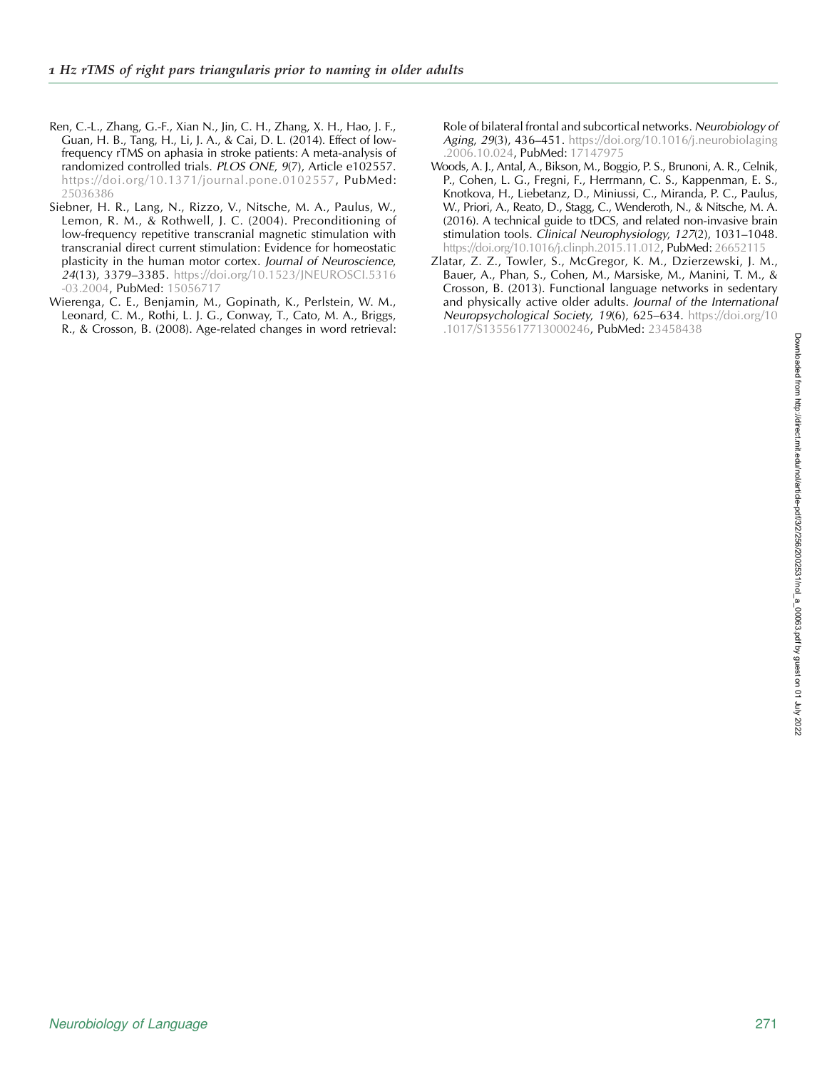Ren, C.-L., Zhang, G.-F., Xian N., Jin, C. H., Zhang, X. H., Hao, J. F., Guan, H. B., Tang, H., Li, J. A., & Cai, D. L. (2014). Effect of low-frequency rTMS on aphasia in stroke patients: A meta-analysis of randomized controlled trials. *PLOS ONE*, *9*(7), Article e102557. https://doi.org/10.1371/journal.pone.0102557, PubMed: 25036386

Siebner, H. R., Lang, N., Rizzo, V., Nitsche, M. A., Paulus, W., Lemon, R. M., & Rothwell, J. C. (2004). Preconditioning of low-frequency repetitive transcranial magnetic stimulation with transcranial direct current stimulation: Evidence for homeostatic plasticity in the human motor cortex. *Journal of Neuroscience*, *24*(13), 3379–3385. https://doi.org/10.1523/JNEUROSCI.5316-03.2004, PubMed: 15056717

Wierenga, C. E., Benjamin, M., Gopinath, K., Perlstein, W. M., Leonard, C. M., Rothi, L. J. G., Conway, T., Cato, M. A., Briggs, R., & Crosson, B. (2008). Age-related changes in word retrieval: Role of bilateral frontal and subcortical networks. *Neurobiology of Aging*, *29*(3), 436–451. https://doi.org/10.1016/j.neurobiolaging.2006.10.024, PubMed: 17147975

Woods, A. J., Antal, A., Bikson, M., Boggio, P. S., Brunoni, A. R., Celnik, P., Cohen, L. G., Fregni, F., Herrmann, C. S., Kappenman, E. S., Knotkova, H., Liebetanz, D., Miniussi, C., Miranda, P. C., Paulus, W., Priori, A., Reato, D., Stagg, C., Wenderoth, N., & Nitsche, M. A. (2016). A technical guide to tDCS, and related non-invasive brain stimulation tools. *Clinical Neurophysiology*, *127*(2), 1031–1048. https://doi.org/10.1016/j.clinph.2015.11.012, PubMed: 26652115

Zlatar, Z. Z., Towler, S., McGregor, K. M., Dzierzewski, J. M., Bauer, A., Phan, S., Cohen, M., Marsiske, M., Manini, T. M., & Crosson, B. (2013). Functional language networks in sedentary and physically active older adults. *Journal of the International Neuropsychological Society*, *19*(6), 625–634. https://doi.org/10.1017/S1355617713000246, PubMed: 23458438